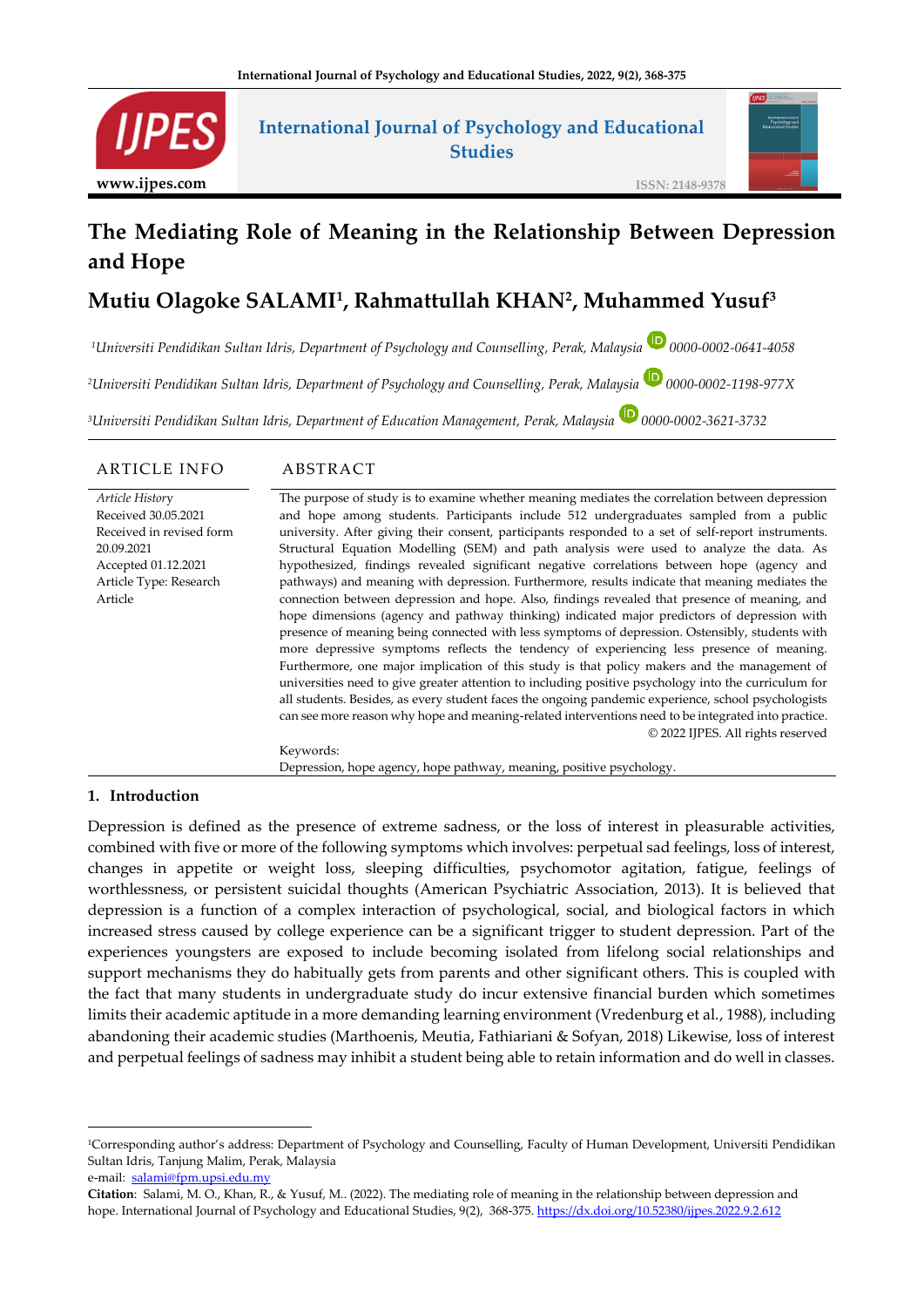# The Mediating Role of Meaning in the Relationship Between Depression and Hope

## Mutiu Olagoke SALAMI[1], Rahmattullah KHAN[2], Muhammed Yusuf[3]

[1]*Universiti Pendidikan Sultan Idris, Department of Psychology and Counselling, Perak, Malaysia* 0000-0002-0641-4058

[2]*Universiti Pendidikan Sultan Idris, Department of Psychology and Counselling, Perak, Malaysia* 0000-0002-1198-977X

[3]*Universiti Pendidikan Sultan Idris, Department of Education Management, Perak, Malaysia* 0000-0002-3621-3732

### ARTICLE INFO

*Article History*
Received 30.05.2021
Received in revised form 20.09.2021
Accepted 01.12.2021
Article Type: Research Article

### ABSTRACT

The purpose of study is to examine whether meaning mediates the correlation between depression and hope among students. Participants include 512 undergraduates sampled from a public university. After giving their consent, participants responded to a set of self-report instruments. Structural Equation Modelling (SEM) and path analysis were used to analyze the data. As hypothesized, findings revealed significant negative correlations between hope (agency and pathways) and meaning with depression. Furthermore, results indicate that meaning mediates the connection between depression and hope. Also, findings revealed that presence of meaning, and hope dimensions (agency and pathway thinking) indicated major predictors of depression with presence of meaning being connected with less symptoms of depression. Ostensibly, students with more depressive symptoms reflects the tendency of experiencing less presence of meaning. Furthermore, one major implication of this study is that policy makers and the management of universities need to give greater attention to including positive psychology into the curriculum for all students. Besides, as every student faces the ongoing pandemic experience, school psychologists can see more reason why hope and meaning-related interventions need to be integrated into practice.

© 2022 IJPES. All rights reserved

Keywords:
Depression, hope agency, hope pathway, meaning, positive psychology.

## 1. Introduction

Depression is defined as the presence of extreme sadness, or the loss of interest in pleasurable activities, combined with five or more of the following symptoms which involves: perpetual sad feelings, loss of interest, changes in appetite or weight loss, sleeping difficulties, psychomotor agitation, fatigue, feelings of worthlessness, or persistent suicidal thoughts (American Psychiatric Association, 2013). It is believed that depression is a function of a complex interaction of psychological, social, and biological factors in which increased stress caused by college experience can be a significant trigger to student depression. Part of the experiences youngsters are exposed to include becoming isolated from lifelong social relationships and support mechanisms they do habitually gets from parents and other significant others. This is coupled with the fact that many students in undergraduate study do incur extensive financial burden which sometimes limits their academic aptitude in a more demanding learning environment (Vredenburg et al., 1988), including abandoning their academic studies (Marthoenis, Meutia, Fathiariani & Sofyan, 2018) Likewise, loss of interest and perpetual feelings of sadness may inhibit a student being able to retain information and do well in classes.

---

[1]Corresponding author's address: Department of Psychology and Counselling, Faculty of Human Development, Universiti Pendidikan Sultan Idris, Tanjung Malim, Perak, Malaysia
e-mail: salami@fpm.upsi.edu.my

**Citation**: Salami, M. O., Khan, R., & Yusuf, M.. (2022). The mediating role of meaning in the relationship between depression and hope. International Journal of Psychology and Educational Studies, 9(2), 368-375. https://dx.doi.org/10.52380/ijpes.2022.9.2.612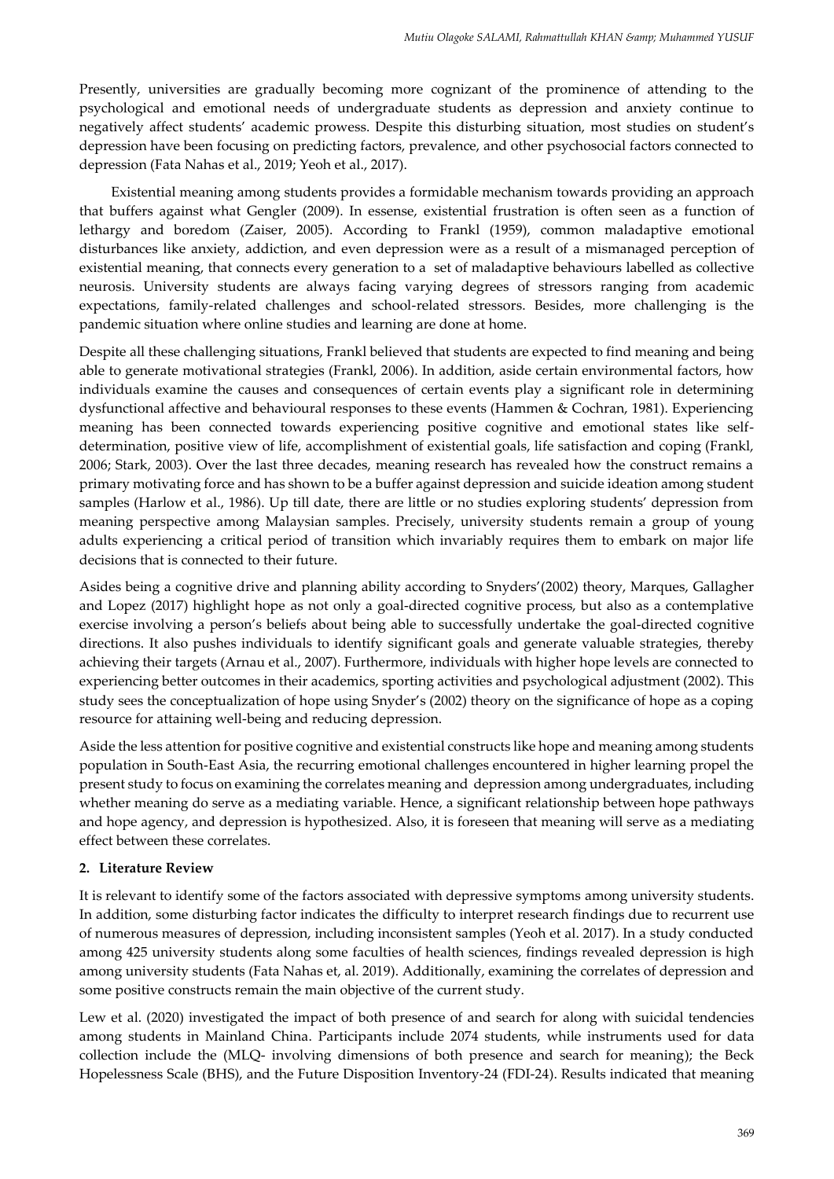Presently, universities are gradually becoming more cognizant of the prominence of attending to the psychological and emotional needs of undergraduate students as depression and anxiety continue to negatively affect students' academic prowess. Despite this disturbing situation, most studies on student's depression have been focusing on predicting factors, prevalence, and other psychosocial factors connected to depression (Fata Nahas et al., 2019; Yeoh et al., 2017).

Existential meaning among students provides a formidable mechanism towards providing an approach that buffers against what Gengler (2009). In essense, existential frustration is often seen as a function of lethargy and boredom (Zaiser, 2005). According to Frankl (1959), common maladaptive emotional disturbances like anxiety, addiction, and even depression were as a result of a mismanaged perception of existential meaning, that connects every generation to a set of maladaptive behaviours labelled as collective neurosis. University students are always facing varying degrees of stressors ranging from academic expectations, family-related challenges and school-related stressors. Besides, more challenging is the pandemic situation where online studies and learning are done at home.

Despite all these challenging situations, Frankl believed that students are expected to find meaning and being able to generate motivational strategies (Frankl, 2006). In addition, aside certain environmental factors, how individuals examine the causes and consequences of certain events play a significant role in determining dysfunctional affective and behavioural responses to these events (Hammen & Cochran, 1981). Experiencing meaning has been connected towards experiencing positive cognitive and emotional states like self-determination, positive view of life, accomplishment of existential goals, life satisfaction and coping (Frankl, 2006; Stark, 2003). Over the last three decades, meaning research has revealed how the construct remains a primary motivating force and has shown to be a buffer against depression and suicide ideation among student samples (Harlow et al., 1986). Up till date, there are little or no studies exploring students' depression from meaning perspective among Malaysian samples. Precisely, university students remain a group of young adults experiencing a critical period of transition which invariably requires them to embark on major life decisions that is connected to their future.

Asides being a cognitive drive and planning ability according to Snyders'(2002) theory, Marques, Gallagher and Lopez (2017) highlight hope as not only a goal-directed cognitive process, but also as a contemplative exercise involving a person's beliefs about being able to successfully undertake the goal-directed cognitive directions. It also pushes individuals to identify significant goals and generate valuable strategies, thereby achieving their targets (Arnau et al., 2007). Furthermore, individuals with higher hope levels are connected to experiencing better outcomes in their academics, sporting activities and psychological adjustment (2002). This study sees the conceptualization of hope using Snyder's (2002) theory on the significance of hope as a coping resource for attaining well-being and reducing depression.

Aside the less attention for positive cognitive and existential constructs like hope and meaning among students population in South-East Asia, the recurring emotional challenges encountered in higher learning propel the present study to focus on examining the correlates meaning and depression among undergraduates, including whether meaning do serve as a mediating variable. Hence, a significant relationship between hope pathways and hope agency, and depression is hypothesized. Also, it is foreseen that meaning will serve as a mediating effect between these correlates.

## 2. Literature Review

It is relevant to identify some of the factors associated with depressive symptoms among university students. In addition, some disturbing factor indicates the difficulty to interpret research findings due to recurrent use of numerous measures of depression, including inconsistent samples (Yeoh et al. 2017). In a study conducted among 425 university students along some faculties of health sciences, findings revealed depression is high among university students (Fata Nahas et, al. 2019). Additionally, examining the correlates of depression and some positive constructs remain the main objective of the current study.

Lew et al. (2020) investigated the impact of both presence of and search for along with suicidal tendencies among students in Mainland China. Participants include 2074 students, while instruments used for data collection include the (MLQ- involving dimensions of both presence and search for meaning); the Beck Hopelessness Scale (BHS), and the Future Disposition Inventory-24 (FDI-24). Results indicated that meaning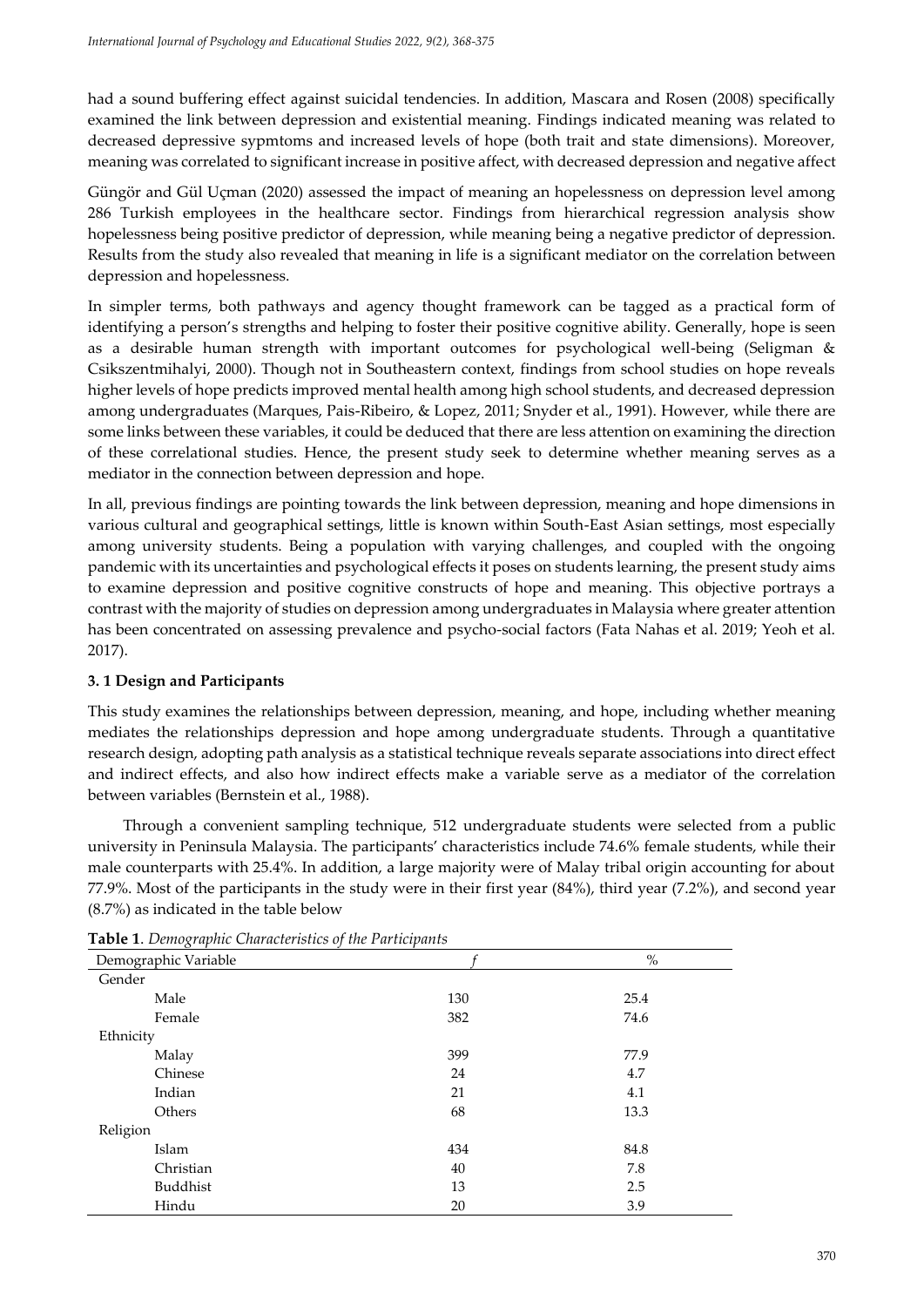had a sound buffering effect against suicidal tendencies. In addition, Mascara and Rosen (2008) specifically examined the link between depression and existential meaning. Findings indicated meaning was related to decreased depressive sypmtoms and increased levels of hope (both trait and state dimensions). Moreover, meaning was correlated to significant increase in positive affect, with decreased depression and negative affect

Güngör and Gül Uçman (2020) assessed the impact of meaning an hopelessness on depression level among 286 Turkish employees in the healthcare sector. Findings from hierarchical regression analysis show hopelessness being positive predictor of depression, while meaning being a negative predictor of depression. Results from the study also revealed that meaning in life is a significant mediator on the correlation between depression and hopelessness.

In simpler terms, both pathways and agency thought framework can be tagged as a practical form of identifying a person's strengths and helping to foster their positive cognitive ability. Generally, hope is seen as a desirable human strength with important outcomes for psychological well-being (Seligman & Csikszentmihalyi, 2000). Though not in Southeastern context, findings from school studies on hope reveals higher levels of hope predicts improved mental health among high school students, and decreased depression among undergraduates (Marques, Pais-Ribeiro, & Lopez, 2011; Snyder et al., 1991). However, while there are some links between these variables, it could be deduced that there are less attention on examining the direction of these correlational studies. Hence, the present study seek to determine whether meaning serves as a mediator in the connection between depression and hope.

In all, previous findings are pointing towards the link between depression, meaning and hope dimensions in various cultural and geographical settings, little is known within South-East Asian settings, most especially among university students. Being a population with varying challenges, and coupled with the ongoing pandemic with its uncertainties and psychological effects it poses on students learning, the present study aims to examine depression and positive cognitive constructs of hope and meaning. This objective portrays a contrast with the majority of studies on depression among undergraduates in Malaysia where greater attention has been concentrated on assessing prevalence and psycho-social factors (Fata Nahas et al. 2019; Yeoh et al. 2017).

### 3. 1 Design and Participants

This study examines the relationships between depression, meaning, and hope, including whether meaning mediates the relationships depression and hope among undergraduate students. Through a quantitative research design, adopting path analysis as a statistical technique reveals separate associations into direct effect and indirect effects, and also how indirect effects make a variable serve as a mediator of the correlation between variables (Bernstein et al., 1988).

Through a convenient sampling technique, 512 undergraduate students were selected from a public university in Peninsula Malaysia. The participants' characteristics include 74.6% female students, while their male counterparts with 25.4%. In addition, a large majority were of Malay tribal origin accounting for about 77.9%. Most of the participants in the study were in their first year (84%), third year (7.2%), and second year (8.7%) as indicated in the table below

**Table 1**. *Demographic Characteristics of the Participants*

| Demographic Variable | *f* | % |
|---|---|---|
| Gender | | |
| Male | 130 | 25.4 |
| Female | 382 | 74.6 |
| Ethnicity | | |
| Malay | 399 | 77.9 |
| Chinese | 24 | 4.7 |
| Indian | 21 | 4.1 |
| Others | 68 | 13.3 |
| Religion | | |
| Islam | 434 | 84.8 |
| Christian | 40 | 7.8 |
| Buddhist | 13 | 2.5 |
| Hindu | 20 | 3.9 |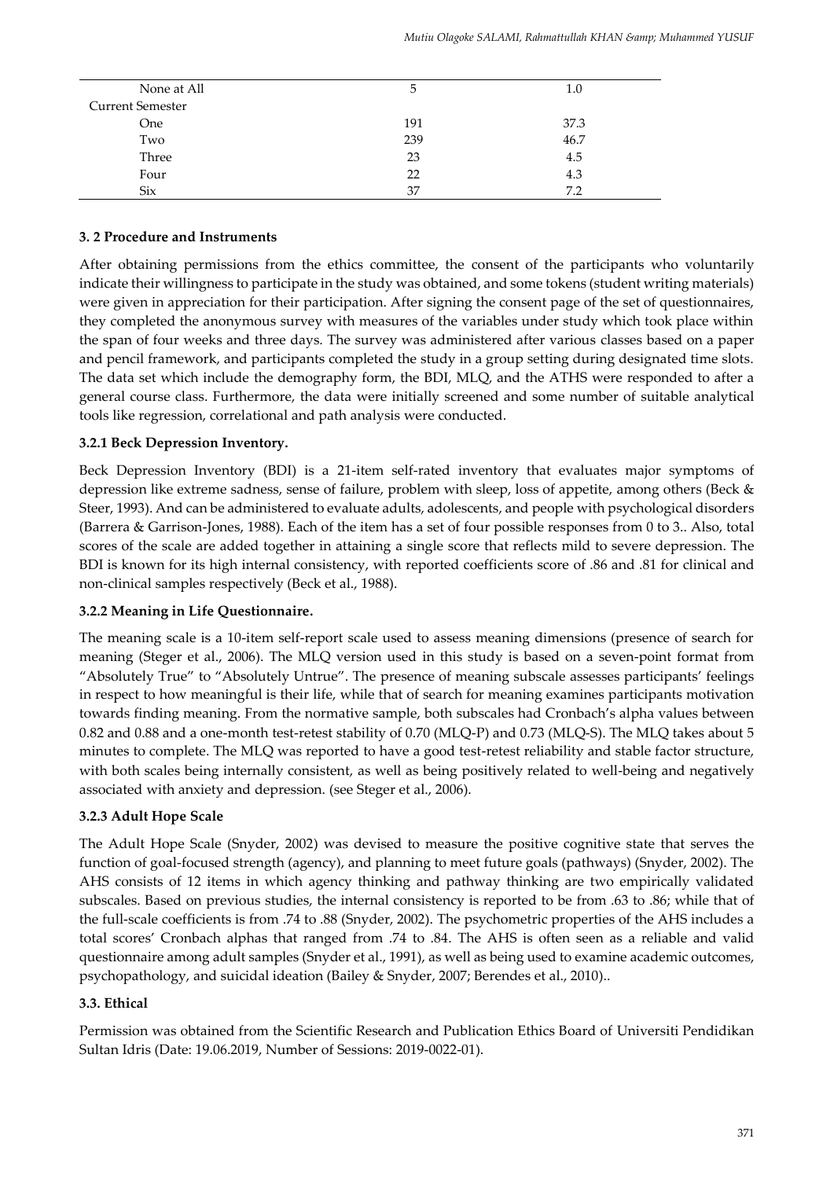| | | |
|---|---|---|
| None at All | 5 | 1.0 |
| Current Semester | | |
| One | 191 | 37.3 |
| Two | 239 | 46.7 |
| Three | 23 | 4.5 |
| Four | 22 | 4.3 |
| Six | 37 | 7.2 |

### 3. 2 Procedure and Instruments

After obtaining permissions from the ethics committee, the consent of the participants who voluntarily indicate their willingness to participate in the study was obtained, and some tokens (student writing materials) were given in appreciation for their participation. After signing the consent page of the set of questionnaires, they completed the anonymous survey with measures of the variables under study which took place within the span of four weeks and three days. The survey was administered after various classes based on a paper and pencil framework, and participants completed the study in a group setting during designated time slots. The data set which include the demography form, the BDI, MLQ, and the ATHS were responded to after a general course class. Furthermore, the data were initially screened and some number of suitable analytical tools like regression, correlational and path analysis were conducted.

#### 3.2.1 Beck Depression Inventory.

Beck Depression Inventory (BDI) is a 21-item self-rated inventory that evaluates major symptoms of depression like extreme sadness, sense of failure, problem with sleep, loss of appetite, among others (Beck & Steer, 1993). And can be administered to evaluate adults, adolescents, and people with psychological disorders (Barrera & Garrison-Jones, 1988). Each of the item has a set of four possible responses from 0 to 3.. Also, total scores of the scale are added together in attaining a single score that reflects mild to severe depression. The BDI is known for its high internal consistency, with reported coefficients score of .86 and .81 for clinical and non-clinical samples respectively (Beck et al., 1988).

#### 3.2.2 Meaning in Life Questionnaire.

The meaning scale is a 10-item self-report scale used to assess meaning dimensions (presence of search for meaning (Steger et al., 2006). The MLQ version used in this study is based on a seven-point format from "Absolutely True" to "Absolutely Untrue". The presence of meaning subscale assesses participants' feelings in respect to how meaningful is their life, while that of search for meaning examines participants motivation towards finding meaning. From the normative sample, both subscales had Cronbach's alpha values between 0.82 and 0.88 and a one-month test-retest stability of 0.70 (MLQ-P) and 0.73 (MLQ-S). The MLQ takes about 5 minutes to complete. The MLQ was reported to have a good test-retest reliability and stable factor structure, with both scales being internally consistent, as well as being positively related to well-being and negatively associated with anxiety and depression. (see Steger et al., 2006).

#### 3.2.3 Adult Hope Scale

The Adult Hope Scale (Snyder, 2002) was devised to measure the positive cognitive state that serves the function of goal-focused strength (agency), and planning to meet future goals (pathways) (Snyder, 2002). The AHS consists of 12 items in which agency thinking and pathway thinking are two empirically validated subscales. Based on previous studies, the internal consistency is reported to be from .63 to .86; while that of the full-scale coefficients is from .74 to .88 (Snyder, 2002). The psychometric properties of the AHS includes a total scores' Cronbach alphas that ranged from .74 to .84. The AHS is often seen as a reliable and valid questionnaire among adult samples (Snyder et al., 1991), as well as being used to examine academic outcomes, psychopathology, and suicidal ideation (Bailey & Snyder, 2007; Berendes et al., 2010)..

### 3.3. Ethical

Permission was obtained from the Scientific Research and Publication Ethics Board of Universiti Pendidikan Sultan Idris (Date: 19.06.2019, Number of Sessions: 2019-0022-01).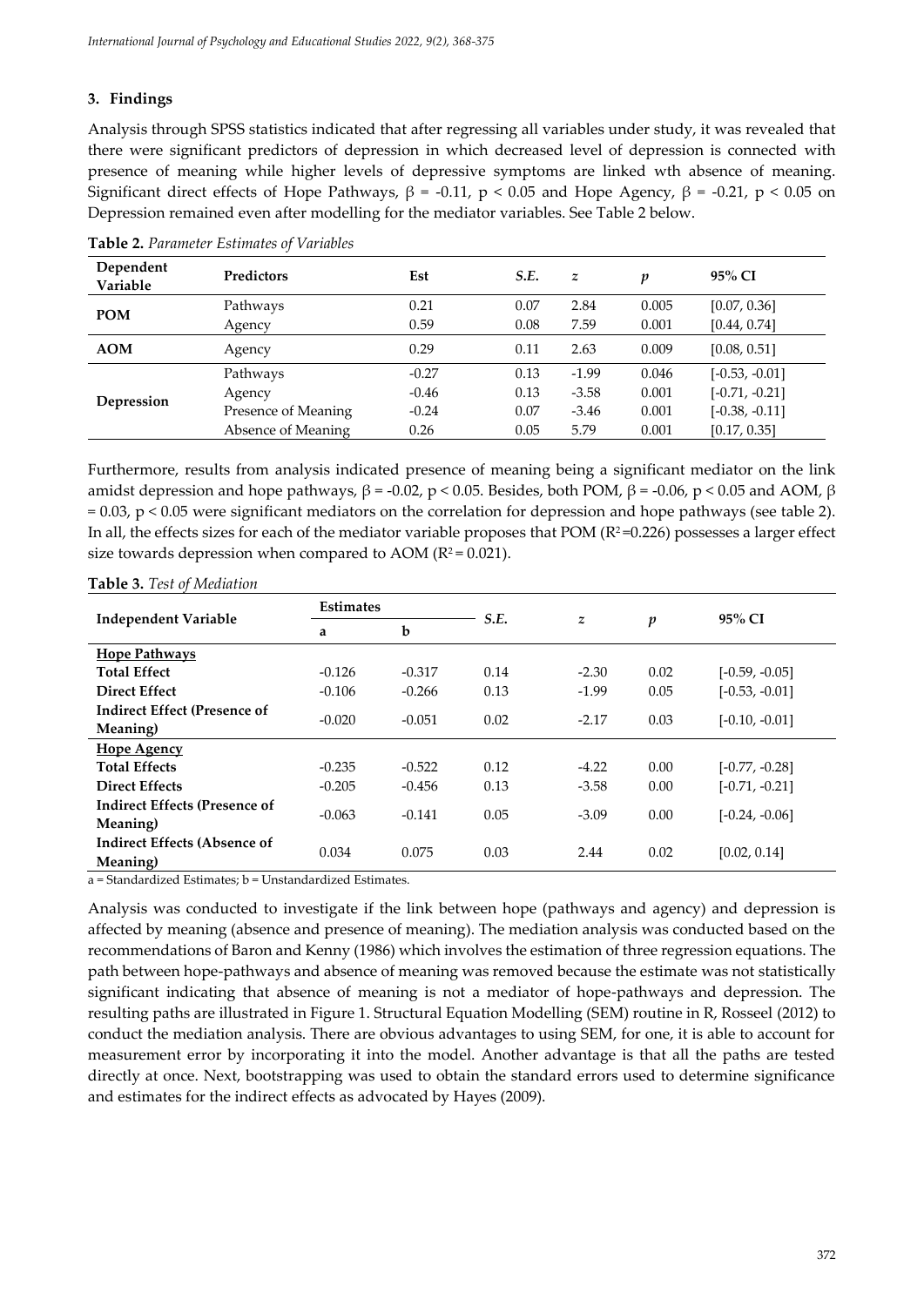### 3. Findings

Analysis through SPSS statistics indicated that after regressing all variables under study, it was revealed that there were significant predictors of depression in which decreased level of depression is connected with presence of meaning while higher levels of depressive symptoms are linked wth absence of meaning. Significant direct effects of Hope Pathways, $\beta$ = -0.11, $p < 0.05$ and Hope Agency, $\beta$ = -0.21, $p < 0.05$ on Depression remained even after modelling for the mediator variables. See Table 2 below.

**Table 2.** *Parameter Estimates of Variables*

| Dependent Variable | Predictors | Est | *S.E.* | *z* | *p* | 95% CI |
|---|---|---|---|---|---|---|
| **POM** | Pathways | 0.21 | 0.07 | 2.84 | 0.005 | [0.07, 0.36] |
| | Agency | 0.59 | 0.08 | 7.59 | 0.001 | [0.44, 0.74] |
| **AOM** | Agency | 0.29 | 0.11 | 2.63 | 0.009 | [0.08, 0.51] |
| **Depression** | Pathways | -0.27 | 0.13 | -1.99 | 0.046 | [-0.53, -0.01] |
| | Agency | -0.46 | 0.13 | -3.58 | 0.001 | [-0.71, -0.21] |
| | Presence of Meaning | -0.24 | 0.07 | -3.46 | 0.001 | [-0.38, -0.11] |
| | Absence of Meaning | 0.26 | 0.05 | 5.79 | 0.001 | [0.17, 0.35] |

Furthermore, results from analysis indicated presence of meaning being a significant mediator on the link amidst depression and hope pathways, $\beta$ = -0.02, $p < 0.05$. Besides, both POM, $\beta$ = -0.06, $p < 0.05$ and AOM, $\beta$ = 0.03, $p < 0.05$ were significant mediators on the correlation for depression and hope pathways (see table 2). In all, the effects sizes for each of the mediator variable proposes that POM ($R^2$=0.226) possesses a larger effect size towards depression when compared to AOM ($R^2$ = 0.021).

**Table 3.** *Test of Mediation*

| Independent Variable | Estimates | | *S.E.* | *z* | *p* | 95% CI |
|---|---|---|---|---|---|---|
| | a | b | | | | |
| **Hope Pathways** | | | | | | |
| **Total Effect** | -0.126 | -0.317 | 0.14 | -2.30 | 0.02 | [-0.59, -0.05] |
| **Direct Effect** | -0.106 | -0.266 | 0.13 | -1.99 | 0.05 | [-0.53, -0.01] |
| **Indirect Effect (Presence of Meaning)** | -0.020 | -0.051 | 0.02 | -2.17 | 0.03 | [-0.10, -0.01] |
| **Hope Agency** | | | | | | |
| **Total Effects** | -0.235 | -0.522 | 0.12 | -4.22 | 0.00 | [-0.77, -0.28] |
| **Direct Effects** | -0.205 | -0.456 | 0.13 | -3.58 | 0.00 | [-0.71, -0.21] |
| **Indirect Effects (Presence of Meaning)** | -0.063 | -0.141 | 0.05 | -3.09 | 0.00 | [-0.24, -0.06] |
| **Indirect Effects (Absence of Meaning)** | 0.034 | 0.075 | 0.03 | 2.44 | 0.02 | [0.02, 0.14] |

a = Standardized Estimates; b = Unstandardized Estimates.

Analysis was conducted to investigate if the link between hope (pathways and agency) and depression is affected by meaning (absence and presence of meaning). The mediation analysis was conducted based on the recommendations of Baron and Kenny (1986) which involves the estimation of three regression equations. The path between hope-pathways and absence of meaning was removed because the estimate was not statistically significant indicating that absence of meaning is not a mediator of hope-pathways and depression. The resulting paths are illustrated in Figure 1. Structural Equation Modelling (SEM) routine in R, Rosseel (2012) to conduct the mediation analysis. There are obvious advantages to using SEM, for one, it is able to account for measurement error by incorporating it into the model. Another advantage is that all the paths are tested directly at once. Next, bootstrapping was used to obtain the standard errors used to determine significance and estimates for the indirect effects as advocated by Hayes (2009).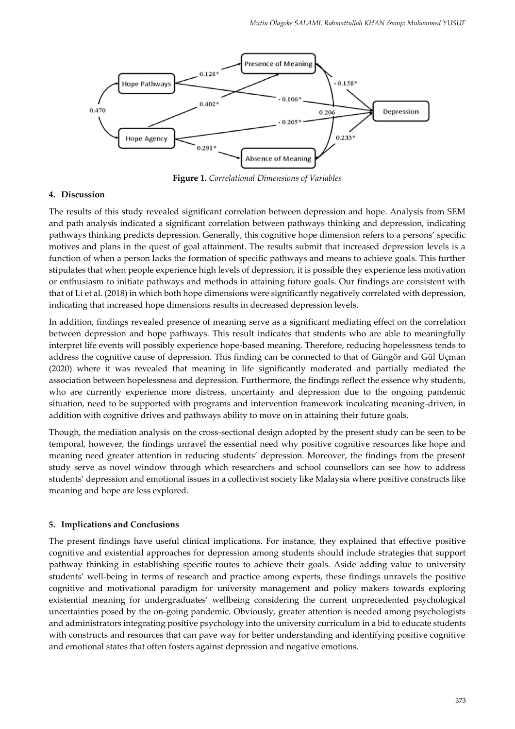**Figure 1.** *Correlational Dimensions of Variables*

## 4. Discussion

The results of this study revealed significant correlation between depression and hope. Analysis from SEM and path analysis indicated a significant correlation between pathways thinking and depression, indicating pathways thinking predicts depression. Generally, this cognitive hope dimension refers to a persons' specific motives and plans in the quest of goal attainment. The results submit that increased depression levels is a function of when a person lacks the formation of specific pathways and means to achieve goals. This further stipulates that when people experience high levels of depression, it is possible they experience less motivation or enthusiasm to initiate pathways and methods in attaining future goals. Our findings are consistent with that of Li et al. (2018) in which both hope dimensions were significantly negatively correlated with depression, indicating that increased hope dimensions results in decreased depression levels.

In addition, findings revealed presence of meaning serve as a significant mediating effect on the correlation between depression and hope pathways. This result indicates that students who are able to meaningfully interpret life events will possibly experience hope-based meaning. Therefore, reducing hopelessness tends to address the cognitive cause of depression. This finding can be connected to that of Güngör and Gül Uçman (2020) where it was revealed that meaning in life significantly moderated and partially mediated the association between hopelessness and depression. Furthermore, the findings reflect the essence why students, who are currently experience more distress, uncertainty and depression due to the ongoing pandemic situation, need to be supported with programs and intervention framework inculcating meaning-driven, in addition with cognitive drives and pathways ability to move on in attaining their future goals.

Though, the mediation analysis on the cross-sectional design adopted by the present study can be seen to be temporal, however, the findings unravel the essential need why positive cognitive resources like hope and meaning need greater attention in reducing students' depression. Moreover, the findings from the present study serve as novel window through which researchers and school counsellors can see how to address students' depression and emotional issues in a collectivist society like Malaysia where positive constructs like meaning and hope are less explored.

## 5. Implications and Conclusions

The present findings have useful clinical implications. For instance, they explained that effective positive cognitive and existential approaches for depression among students should include strategies that support pathway thinking in establishing specific routes to achieve their goals. Aside adding value to university students' well-being in terms of research and practice among experts, these findings unravels the positive cognitive and motivational paradigm for university management and policy makers towards exploring existential meaning for undergraduates' wellbeing considering the current unprecedented psychological uncertainties posed by the on-going pandemic. Obviously, greater attention is needed among psychologists and administrators integrating positive psychology into the university curriculum in a bid to educate students with constructs and resources that can pave way for better understanding and identifying positive cognitive and emotional states that often fosters against depression and negative emotions.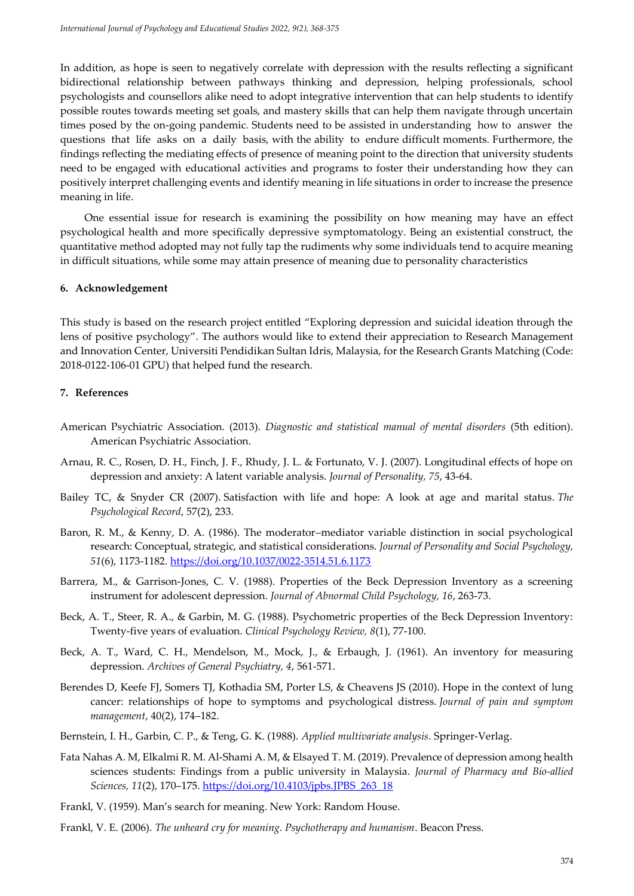In addition, as hope is seen to negatively correlate with depression with the results reflecting a significant bidirectional relationship between pathways thinking and depression, helping professionals, school psychologists and counsellors alike need to adopt integrative intervention that can help students to identify possible routes towards meeting set goals, and mastery skills that can help them navigate through uncertain times posed by the on-going pandemic. Students need to be assisted in understanding how to answer the questions that life asks on a daily basis, with the ability to endure difficult moments. Furthermore, the findings reflecting the mediating effects of presence of meaning point to the direction that university students need to be engaged with educational activities and programs to foster their understanding how they can positively interpret challenging events and identify meaning in life situations in order to increase the presence meaning in life.

One essential issue for research is examining the possibility on how meaning may have an effect psychological health and more specifically depressive symptomatology. Being an existential construct, the quantitative method adopted may not fully tap the rudiments why some individuals tend to acquire meaning in difficult situations, while some may attain presence of meaning due to personality characteristics

## 6. Acknowledgement

This study is based on the research project entitled "Exploring depression and suicidal ideation through the lens of positive psychology". The authors would like to extend their appreciation to Research Management and Innovation Center, Universiti Pendidikan Sultan Idris, Malaysia, for the Research Grants Matching (Code: 2018-0122-106-01 GPU) that helped fund the research.

## 7. References

American Psychiatric Association. (2013). *Diagnostic and statistical manual of mental disorders* (5th edition). American Psychiatric Association.

Arnau, R. C., Rosen, D. H., Finch, J. F., Rhudy, J. L. & Fortunato, V. J. (2007). Longitudinal effects of hope on depression and anxiety: A latent variable analysis. *Journal of Personality, 75*, 43-64.

Bailey TC, & Snyder CR (2007). Satisfaction with life and hope: A look at age and marital status. *The Psychological Record*, 57(2), 233.

Baron, R. M., & Kenny, D. A. (1986). The moderator–mediator variable distinction in social psychological research: Conceptual, strategic, and statistical considerations. *Journal of Personality and Social Psychology, 51*(6), 1173-1182. https://doi.org/10.1037/0022-3514.51.6.1173

Barrera, M., & Garrison-Jones, C. V. (1988). Properties of the Beck Depression Inventory as a screening instrument for adolescent depression. *Journal of Abnormal Child Psychology, 16*, 263-73.

Beck, A. T., Steer, R. A., & Garbin, M. G. (1988). Psychometric properties of the Beck Depression Inventory: Twenty-five years of evaluation. *Clinical Psychology Review, 8*(1), 77-100.

Beck, A. T., Ward, C. H., Mendelson, M., Mock, J., & Erbaugh, J. (1961). An inventory for measuring depression. *Archives of General Psychiatry, 4*, 561-571.

Berendes D, Keefe FJ, Somers TJ, Kothadia SM, Porter LS, & Cheavens JS (2010). Hope in the context of lung cancer: relationships of hope to symptoms and psychological distress. *Journal of pain and symptom management*, 40(2), 174–182.

Bernstein, I. H., Garbin, C. P., & Teng, G. K. (1988). *Applied multivariate analysis*. Springer-Verlag.

Fata Nahas A. M, Elkalmi R. M. Al-Shami A. M, & Elsayed T. M. (2019). Prevalence of depression among health sciences students: Findings from a public university in Malaysia. *Journal of Pharmacy and Bio-allied Sciences, 11*(2), 170–175. https://doi.org/10.4103/jpbs.JPBS_263_18

Frankl, V. (1959). Man's search for meaning. New York: Random House.

Frankl, V. E. (2006). *The unheard cry for meaning. Psychotherapy and humanism*. Beacon Press.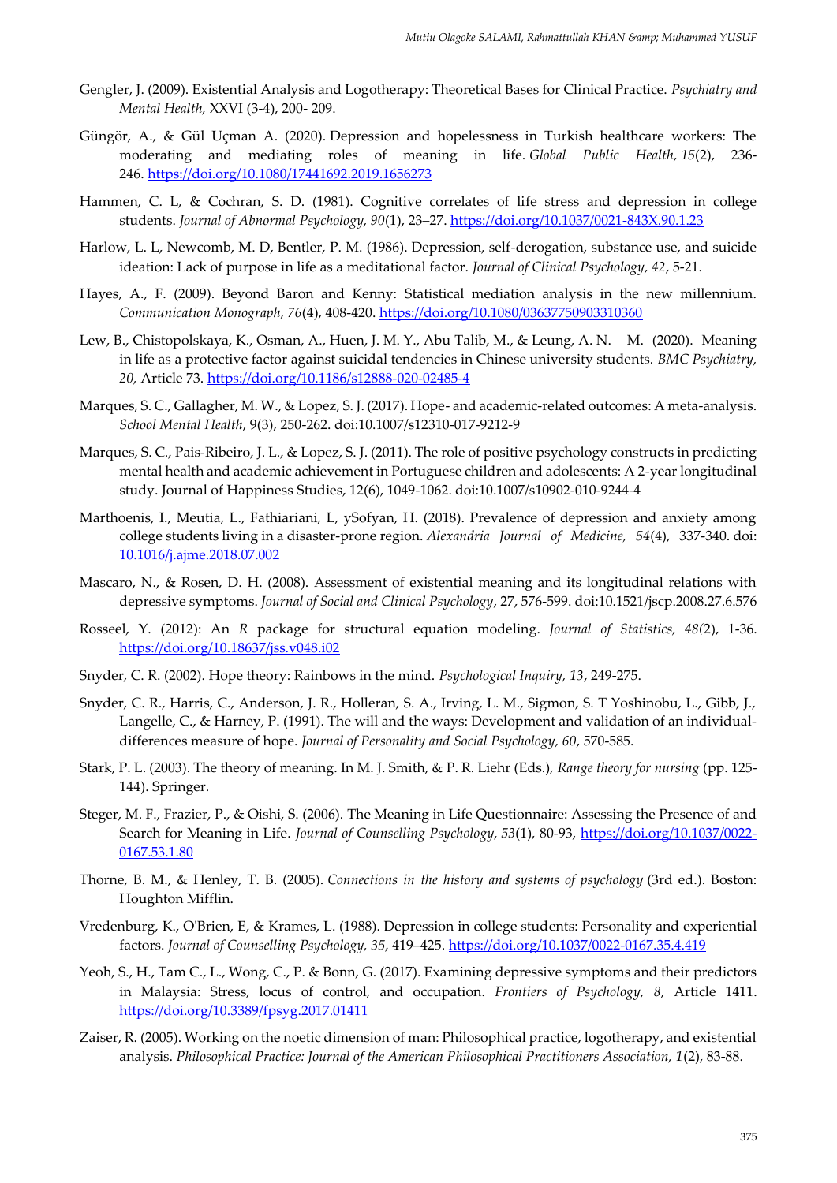Gengler, J. (2009). Existential Analysis and Logotherapy: Theoretical Bases for Clinical Practice. *Psychiatry and Mental Health,* XXVI (3-4), 200- 209.

Güngör, A., & Gül Uçman A. (2020). Depression and hopelessness in Turkish healthcare workers: The moderating and mediating roles of meaning in life. *Global Public Health*, *15*(2), 236-246. https://doi.org/10.1080/17441692.2019.1656273

Hammen, C. L, & Cochran, S. D. (1981). Cognitive correlates of life stress and depression in college students. *Journal of Abnormal Psychology, 90*(1), 23–27. https://doi.org/10.1037/0021-843X.90.1.23

Harlow, L. L, Newcomb, M. D, Bentler, P. M. (1986). Depression, self-derogation, substance use, and suicide ideation: Lack of purpose in life as a meditational factor. *Journal of Clinical Psychology, 42*, 5-21.

Hayes, A., F. (2009). Beyond Baron and Kenny: Statistical mediation analysis in the new millennium. *Communication Monograph, 76*(4), 408-420. https://doi.org/10.1080/03637750903310360

Lew, B., Chistopolskaya, K., Osman, A., Huen, J. M. Y., Abu Talib, M., & Leung, A. N. M. (2020). Meaning in life as a protective factor against suicidal tendencies in Chinese university students. *BMC Psychiatry, 20,* Article 73. https://doi.org/10.1186/s12888-020-02485-4

Marques, S. C., Gallagher, M. W., & Lopez, S. J. (2017). Hope- and academic-related outcomes: A meta-analysis. *School Mental Health*, 9(3), 250-262. doi:10.1007/s12310-017-9212-9

Marques, S. C., Pais-Ribeiro, J. L., & Lopez, S. J. (2011). The role of positive psychology constructs in predicting mental health and academic achievement in Portuguese children and adolescents: A 2-year longitudinal study. Journal of Happiness Studies, 12(6), 1049-1062. doi:10.1007/s10902-010-9244-4

Marthoenis, I., Meutia, L., Fathiariani, L, ySofyan, H. (2018). Prevalence of depression and anxiety among college students living in a disaster-prone region. *Alexandria Journal of Medicine, 54*(4), 337-340. doi: 10.1016/j.ajme.2018.07.002

Mascaro, N., & Rosen, D. H. (2008). Assessment of existential meaning and its longitudinal relations with depressive symptoms. *Journal of Social and Clinical Psychology*, 27, 576-599. doi:10.1521/jscp.2008.27.6.576

Rosseel, Y. (2012): An *R* package for structural equation modeling. *Journal of Statistics, 48(*2), 1-36. https://doi.org/10.18637/jss.v048.i02

Snyder, C. R. (2002). Hope theory: Rainbows in the mind. *Psychological Inquiry, 13*, 249-275.

Snyder, C. R., Harris, C., Anderson, J. R., Holleran, S. A., Irving, L. M., Sigmon, S. T Yoshinobu, L., Gibb, J., Langelle, C., & Harney, P. (1991). The will and the ways: Development and validation of an individual-differences measure of hope. *Journal of Personality and Social Psychology, 60*, 570-585.

Stark, P. L. (2003). The theory of meaning. In M. J. Smith, & P. R. Liehr (Eds.), *Range theory for nursing* (pp. 125-144). Springer.

Steger, M. F., Frazier, P., & Oishi, S. (2006). The Meaning in Life Questionnaire: Assessing the Presence of and Search for Meaning in Life. *Journal of Counselling Psychology, 53*(1), 80-93, https://doi.org/10.1037/0022-0167.53.1.80

Thorne, B. M., & Henley, T. B. (2005). *Connections in the history and systems of psychology* (3rd ed.). Boston: Houghton Mifflin.

Vredenburg, K., O'Brien, E, & Krames, L. (1988). Depression in college students: Personality and experiential factors. *Journal of Counselling Psychology, 35*, 419–425. https://doi.org/10.1037/0022-0167.35.4.419

Yeoh, S., H., Tam C., L., Wong, C., P. & Bonn, G. (2017). Examining depressive symptoms and their predictors in Malaysia: Stress, locus of control, and occupation. *Frontiers of Psychology, 8*, Article 1411. https://doi.org/10.3389/fpsyg.2017.01411

Zaiser, R. (2005). Working on the noetic dimension of man: Philosophical practice, logotherapy, and existential analysis. *Philosophical Practice: Journal of the American Philosophical Practitioners Association, 1*(2), 83-88.